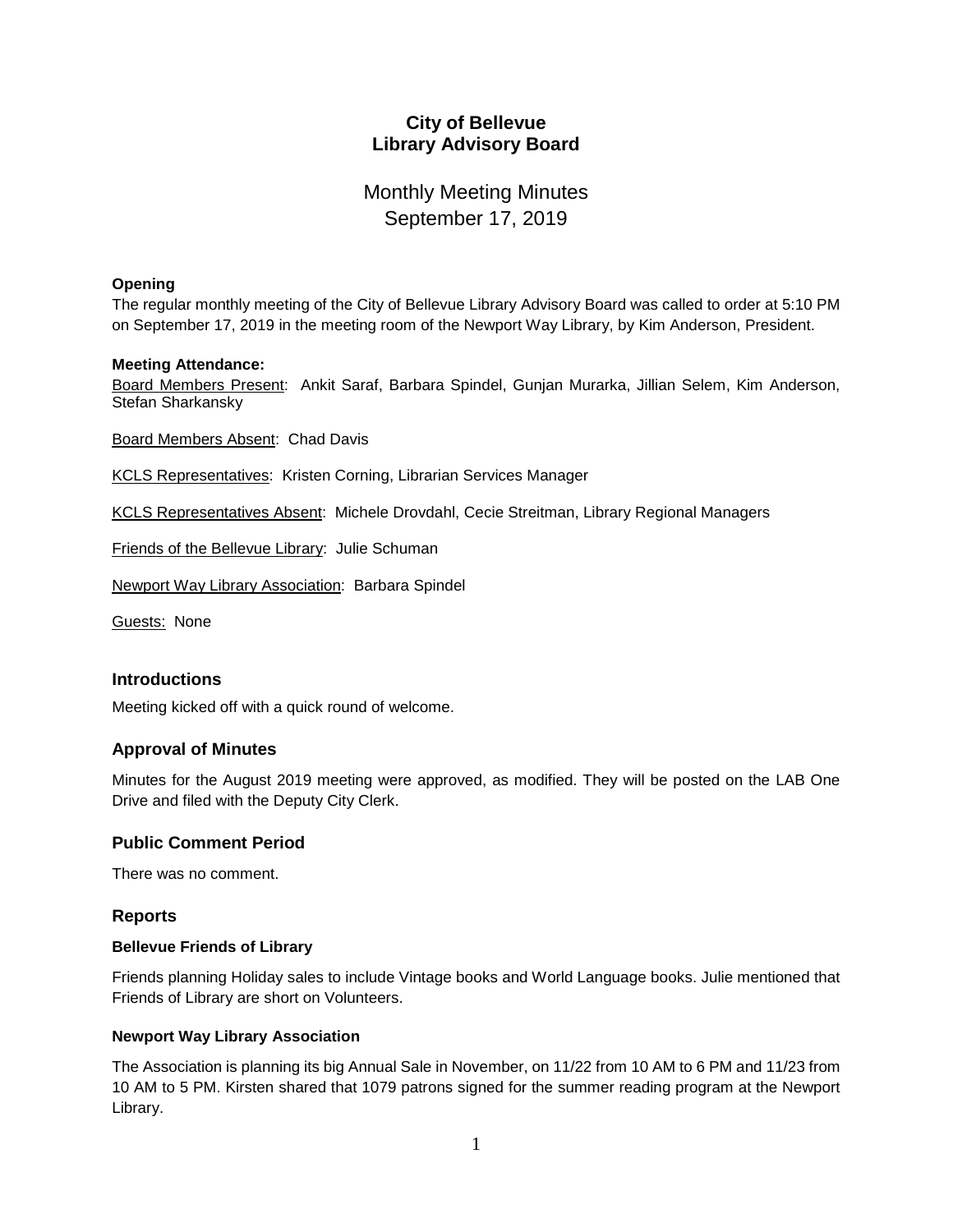# City of Bellevue
# Library Advisory Board

## Monthly Meeting Minutes
## September 17, 2019

**Opening**

The regular monthly meeting of the City of Bellevue Library Advisory Board was called to order at 5:10 PM on September 17, 2019 in the meeting room of the Newport Way Library, by Kim Anderson, President.

**Meeting Attendance:**

Board Members Present: Ankit Saraf, Barbara Spindel, Gunjan Murarka, Jillian Selem, Kim Anderson, Stefan Sharkansky

Board Members Absent: Chad Davis

KCLS Representatives: Kristen Corning, Librarian Services Manager

KCLS Representatives Absent: Michele Drovdahl, Cecie Streitman, Library Regional Managers

Friends of the Bellevue Library: Julie Schuman

Newport Way Library Association: Barbara Spindel

Guests: None

### Introductions

Meeting kicked off with a quick round of welcome.

### Approval of Minutes

Minutes for the August 2019 meeting were approved, as modified. They will be posted on the LAB One Drive and filed with the Deputy City Clerk.

### Public Comment Period

There was no comment.

### Reports

**Bellevue Friends of Library**

Friends planning Holiday sales to include Vintage books and World Language books. Julie mentioned that Friends of Library are short on Volunteers.

**Newport Way Library Association**

The Association is planning its big Annual Sale in November, on 11/22 from 10 AM to 6 PM and 11/23 from 10 AM to 5 PM. Kirsten shared that 1079 patrons signed for the summer reading program at the Newport Library.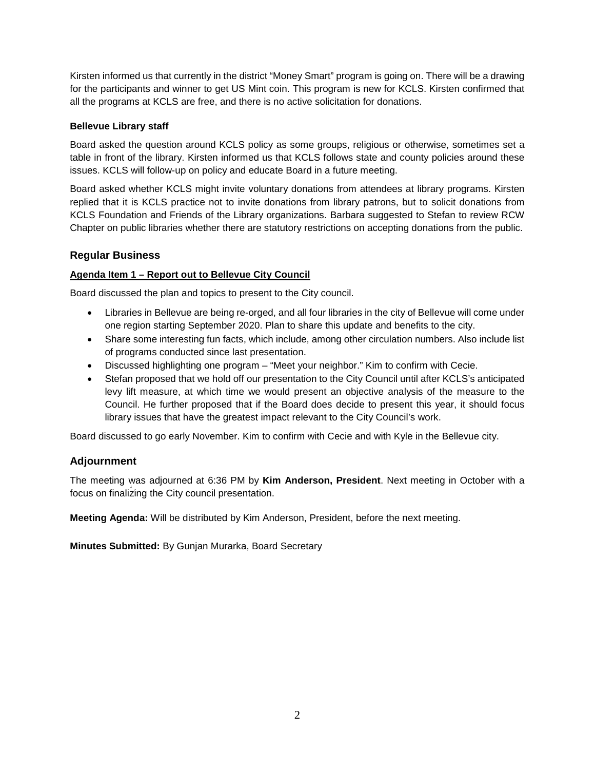Kirsten informed us that currently in the district "Money Smart" program is going on. There will be a drawing for the participants and winner to get US Mint coin. This program is new for KCLS. Kirsten confirmed that all the programs at KCLS are free, and there is no active solicitation for donations.

#### Bellevue Library staff

Board asked the question around KCLS policy as some groups, religious or otherwise, sometimes set a table in front of the library. Kirsten informed us that KCLS follows state and county policies around these issues. KCLS will follow-up on policy and educate Board in a future meeting.

Board asked whether KCLS might invite voluntary donations from attendees at library programs. Kirsten replied that it is KCLS practice not to invite donations from library patrons, but to solicit donations from KCLS Foundation and Friends of the Library organizations. Barbara suggested to Stefan to review RCW Chapter on public libraries whether there are statutory restrictions on accepting donations from the public.

### Regular Business

**Agenda Item 1 – Report out to Bellevue City Council**

Board discussed the plan and topics to present to the City council.

- Libraries in Bellevue are being re-orged, and all four libraries in the city of Bellevue will come under one region starting September 2020. Plan to share this update and benefits to the city.
- Share some interesting fun facts, which include, among other circulation numbers. Also include list of programs conducted since last presentation.
- Discussed highlighting one program – "Meet your neighbor." Kim to confirm with Cecie.
- Stefan proposed that we hold off our presentation to the City Council until after KCLS's anticipated levy lift measure, at which time we would present an objective analysis of the measure to the Council. He further proposed that if the Board does decide to present this year, it should focus library issues that have the greatest impact relevant to the City Council's work.

Board discussed to go early November. Kim to confirm with Cecie and with Kyle in the Bellevue city.

### Adjournment

The meeting was adjourned at 6:36 PM by **Kim Anderson, President**. Next meeting in October with a focus on finalizing the City council presentation.

**Meeting Agenda:** Will be distributed by Kim Anderson, President, before the next meeting.

**Minutes Submitted:** By Gunjan Murarka, Board Secretary